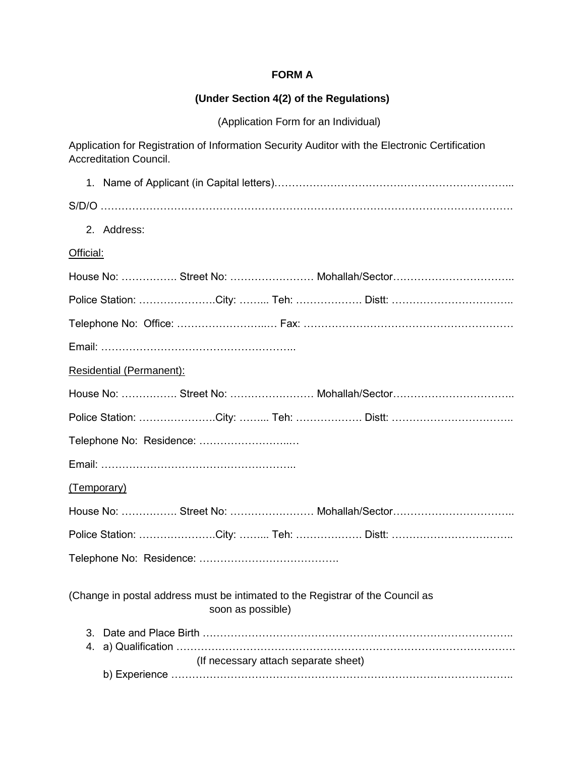**FORM A**

**(Under Section 4(2) of the Regulations)**

(Application Form for an Individual)

Application for Registration of Information Security Auditor with the Electronic Certification Accreditation Council.

1. Name of Applicant (in Capital letters)…………………………………………………………..

S/D/O ……………………………………………………………………………………………………

2. Address:

Official:

House No: ……………. Street No: …………………… Mohallah/Sector……………………………..

Police Station: ………………….City: ……... Teh: ………………. Distt: ……………………………..

Telephone No: Office: ……………………..… Fax: ……………………………………………………

Email: ………………………………………………..

Residential (Permanent):

House No: ……………. Street No: …………………… Mohallah/Sector……………………………..

Police Station: ………………….City: ……... Teh: ………………. Distt: ……………………………..

Telephone No: Residence: ……………………..…

Email: ………………………………………………..

(Temporary)

House No: ……………. Street No: …………………… Mohallah/Sector……………………………..

Police Station: ………………….City: ……... Teh: ………………. Distt: ……………………………..

Telephone No: Residence: ………………………………….

(Change in postal address must be intimated to the Registrar of the Council as soon as possible)

3. Date and Place Birth ……………………………………………………………………………..
4. a) Qualification ………………………………………………………………………………………
   (If necessary attach separate sheet)
   b) Experience ……………………………………………………………………………………..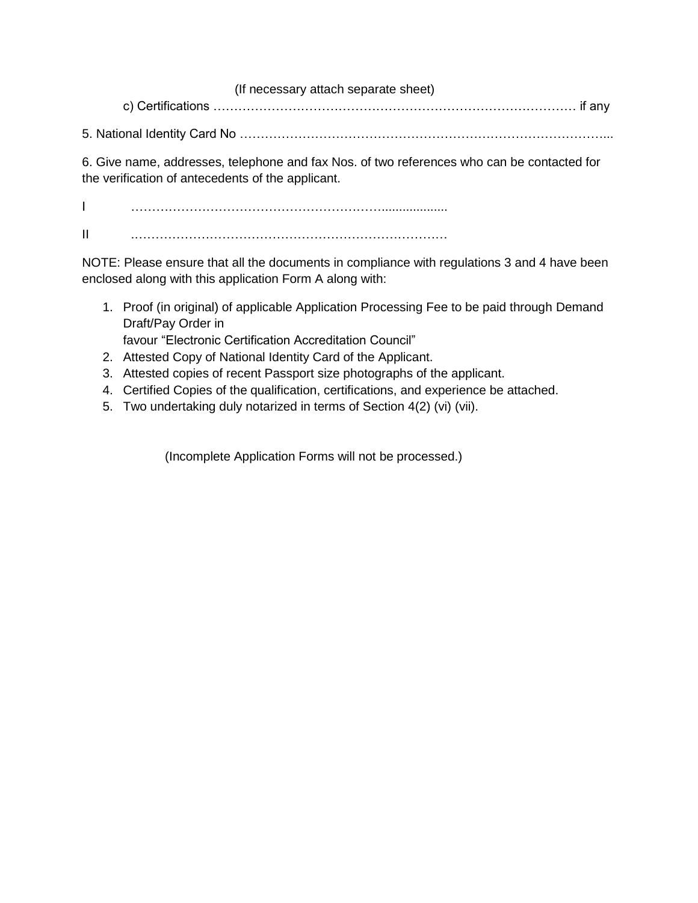(If necessary attach separate sheet)

c) Certifications ……………………………………………………………………………… if any

5. National Identity Card No ……………………………………………………………………………...

6. Give name, addresses, telephone and fax Nos. of two references who can be contacted for the verification of antecedents of the applicant.

I ……………………………………………………….................

II …………………………………………………………………

NOTE: Please ensure that all the documents in compliance with regulations 3 and 4 have been enclosed along with this application Form A along with:

1. Proof (in original) of applicable Application Processing Fee to be paid through Demand Draft/Pay Order in
   favour "Electronic Certification Accreditation Council"
2. Attested Copy of National Identity Card of the Applicant.
3. Attested copies of recent Passport size photographs of the applicant.
4. Certified Copies of the qualification, certifications, and experience be attached.
5. Two undertaking duly notarized in terms of Section 4(2) (vi) (vii).

(Incomplete Application Forms will not be processed.)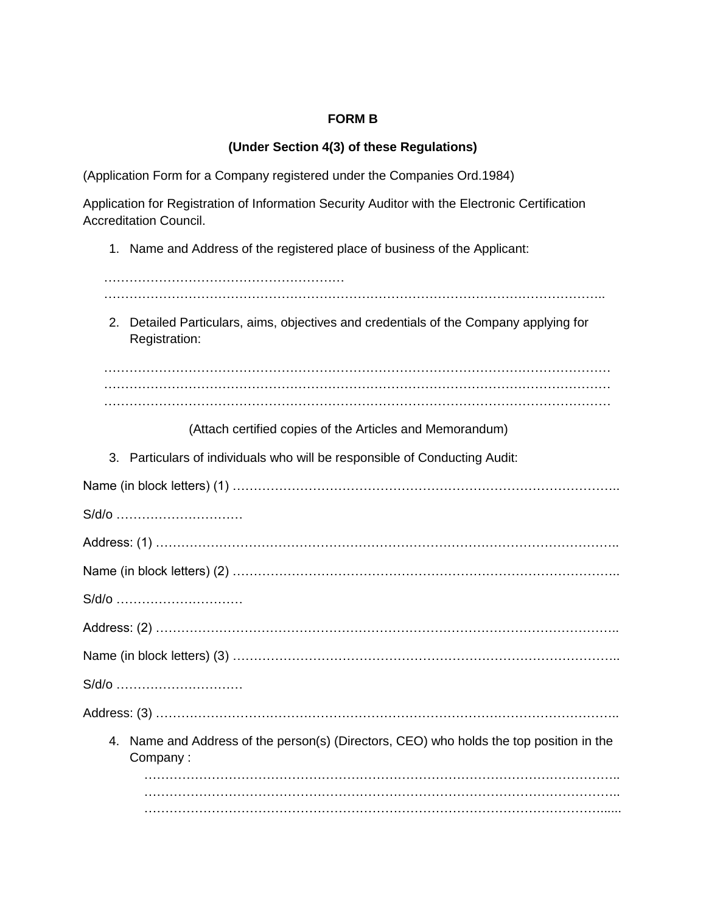**FORM B**

**(Under Section 4(3) of these Regulations)**

(Application Form for a Company registered under the Companies Ord.1984)

Application for Registration of Information Security Auditor with the Electronic Certification Accreditation Council.

1. Name and Address of the registered place of business of the Applicant:

…………………………………………………
………………………………………………………………………………………………………..

2. Detailed Particulars, aims, objectives and credentials of the Company applying for Registration:

…………………………………………………………………………………………………………
…………………………………………………………………………………………………………
…………………………………………………………………………………………………………

(Attach certified copies of the Articles and Memorandum)

3. Particulars of individuals who will be responsible of Conducting Audit:

Name (in block letters) (1) ………………………………………………………………………………..

S/d/o …………………………

Address: (1) ……………………………………………………………………………………………..

Name (in block letters) (2) ………………………………………………………………………………..

S/d/o …………………………

Address: (2) ……………………………………………………………………………………………..

Name (in block letters) (3) ………………………………………………………………………………..

S/d/o …………………………

Address: (3) ……………………………………………………………………………………………..

4. Name and Address of the person(s) (Directors, CEO) who holds the top position in the Company :

   ………………………………………………………………………………………………..
   ………………………………………………………………………………………………..
   ……………………………………………………………………………………………….....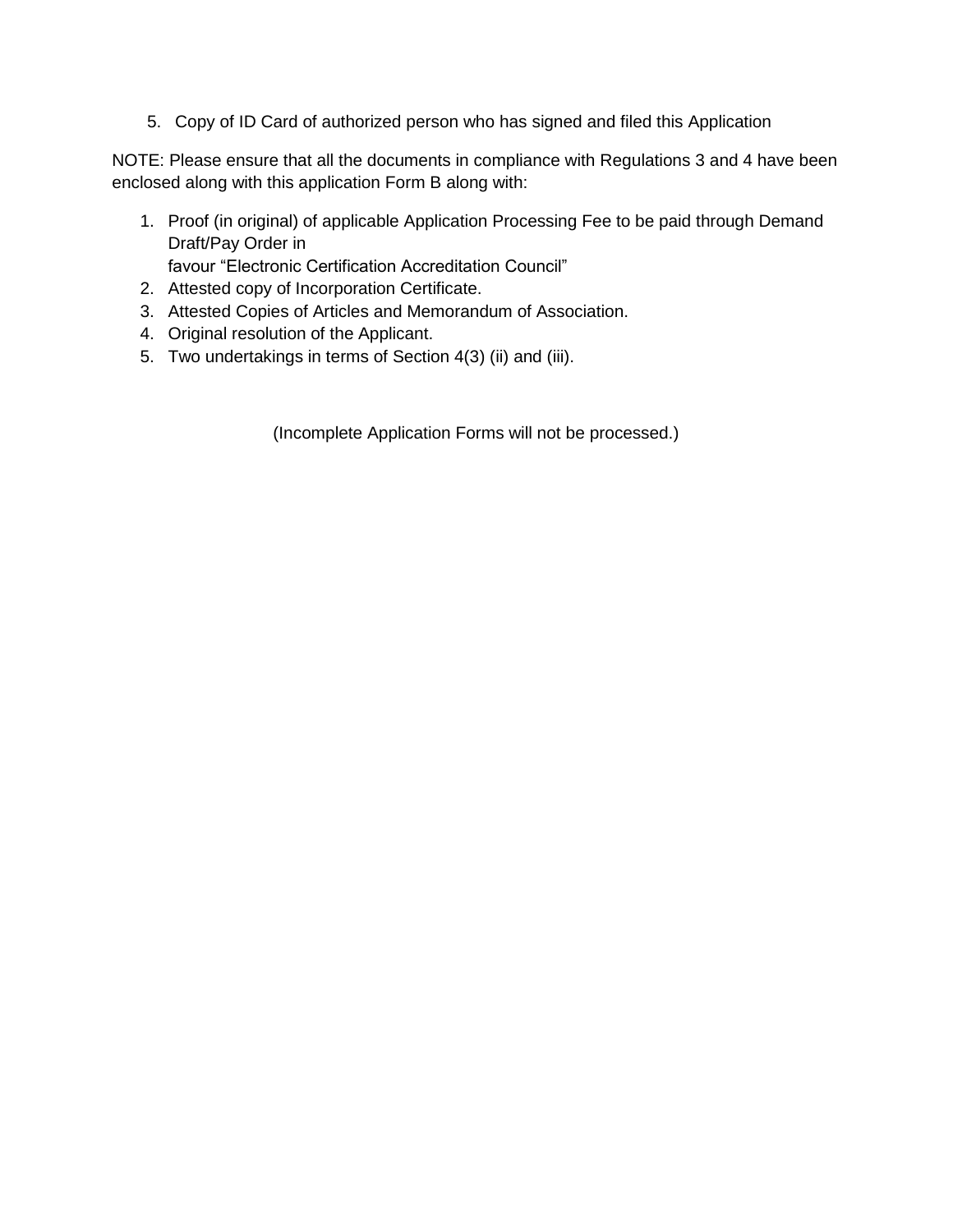5. Copy of ID Card of authorized person who has signed and filed this Application

NOTE: Please ensure that all the documents in compliance with Regulations 3 and 4 have been enclosed along with this application Form B along with:

1. Proof (in original) of applicable Application Processing Fee to be paid through Demand Draft/Pay Order in
   favour "Electronic Certification Accreditation Council"
2. Attested copy of Incorporation Certificate.
3. Attested Copies of Articles and Memorandum of Association.
4. Original resolution of the Applicant.
5. Two undertakings in terms of Section 4(3) (ii) and (iii).

(Incomplete Application Forms will not be processed.)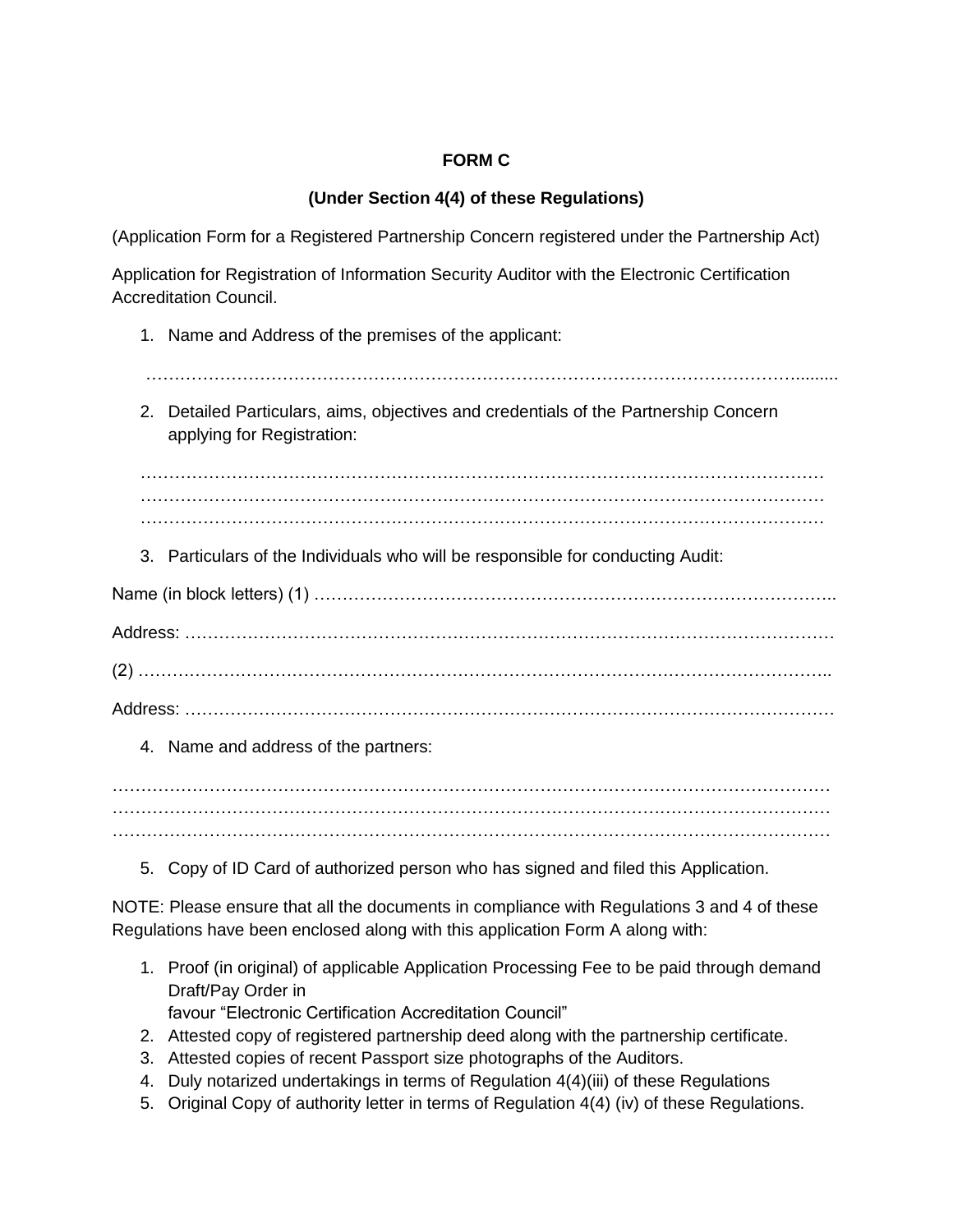**FORM C**

**(Under Section 4(4) of these Regulations)**

(Application Form for a Registered Partnership Concern registered under the Partnership Act)

Application for Registration of Information Security Auditor with the Electronic Certification Accreditation Council.

1. Name and Address of the premises of the applicant:

   …………………………………………………………………………………………………….........

2. Detailed Particulars, aims, objectives and credentials of the Partnership Concern applying for Registration:

   …………………………………………………………………………………………………………
   …………………………………………………………………………………………………………
   …………………………………………………………………………………………………………

3. Particulars of the Individuals who will be responsible for conducting Audit:

Name (in block letters) (1) ………………………………………………………………………………..

Address: …………………………………………………………………………………………………

(2) ………………………………………………………………………………………………………..

Address: …………………………………………………………………………………………………

4. Name and address of the partners:

……………………………………………………………………………………………………………
……………………………………………………………………………………………………………
……………………………………………………………………………………………………………

5. Copy of ID Card of authorized person who has signed and filed this Application.

NOTE: Please ensure that all the documents in compliance with Regulations 3 and 4 of these Regulations have been enclosed along with this application Form A along with:

1. Proof (in original) of applicable Application Processing Fee to be paid through demand Draft/Pay Order in favour "Electronic Certification Accreditation Council"
2. Attested copy of registered partnership deed along with the partnership certificate.
3. Attested copies of recent Passport size photographs of the Auditors.
4. Duly notarized undertakings in terms of Regulation 4(4)(iii) of these Regulations
5. Original Copy of authority letter in terms of Regulation 4(4) (iv) of these Regulations.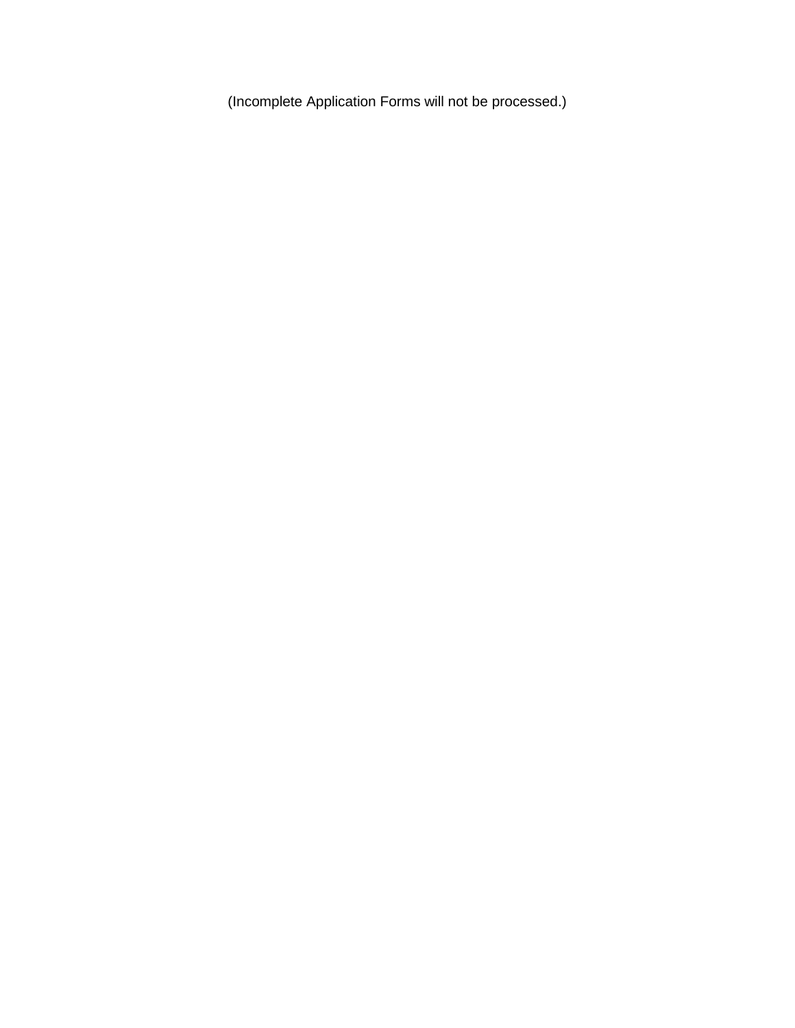(Incomplete Application Forms will not be processed.)